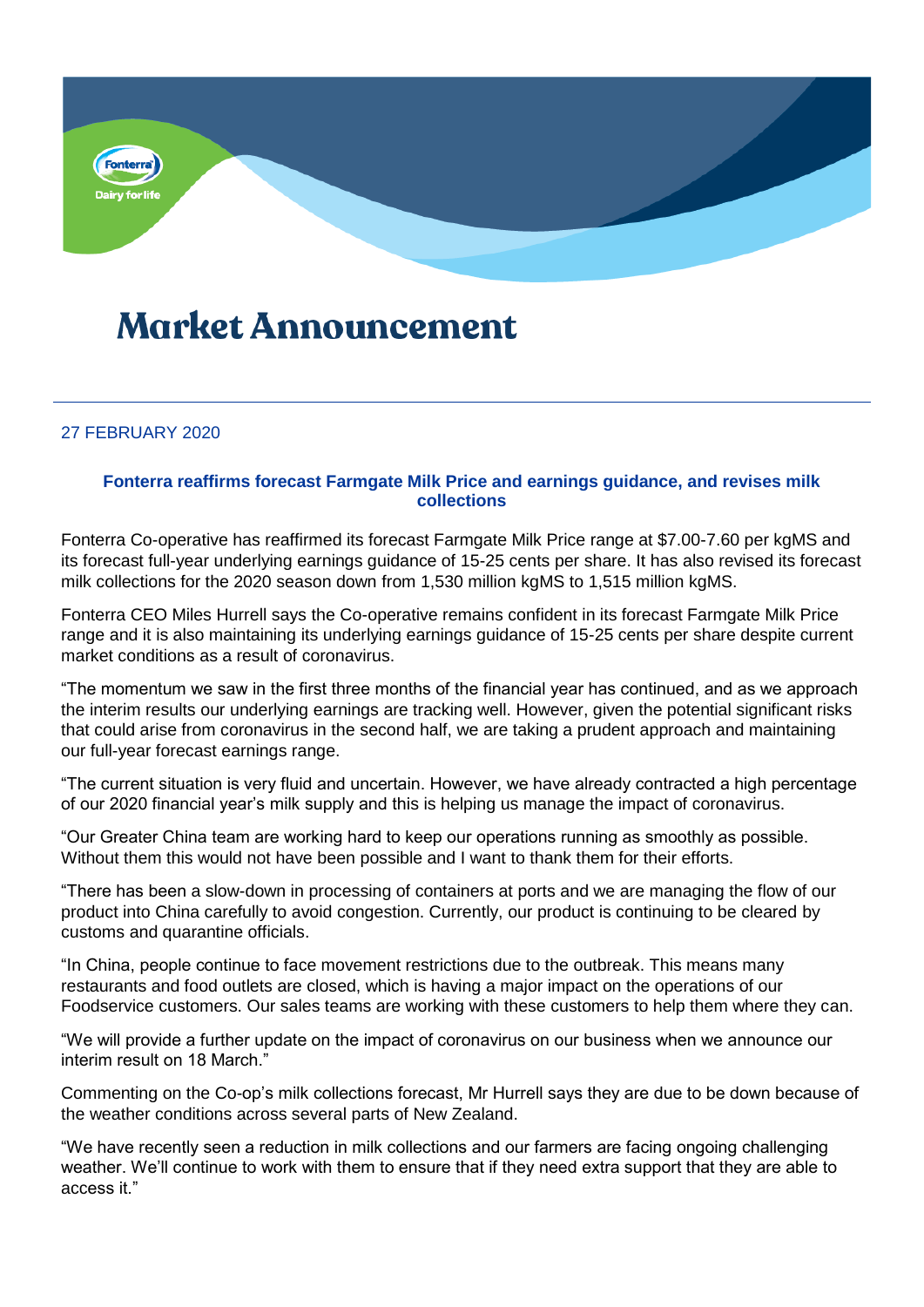# Market Announcement

27 FEBRUARY 2020

### Fonterra reaffirms forecast Farmgate Milk Price and earnings guidance, and revises milk collections

Fonterra Co-operative has reaffirmed its forecast Farmgate Milk Price range at $7.00-7.60 per kgMS and its forecast full-year underlying earnings guidance of 15-25 cents per share. It has also revised its forecast milk collections for the 2020 season down from 1,530 million kgMS to 1,515 million kgMS.

Fonterra CEO Miles Hurrell says the Co-operative remains confident in its forecast Farmgate Milk Price range and it is also maintaining its underlying earnings guidance of 15-25 cents per share despite current market conditions as a result of coronavirus.

"The momentum we saw in the first three months of the financial year has continued, and as we approach the interim results our underlying earnings are tracking well. However, given the potential significant risks that could arise from coronavirus in the second half, we are taking a prudent approach and maintaining our full-year forecast earnings range.

"The current situation is very fluid and uncertain. However, we have already contracted a high percentage of our 2020 financial year's milk supply and this is helping us manage the impact of coronavirus.

"Our Greater China team are working hard to keep our operations running as smoothly as possible. Without them this would not have been possible and I want to thank them for their efforts.

"There has been a slow-down in processing of containers at ports and we are managing the flow of our product into China carefully to avoid congestion. Currently, our product is continuing to be cleared by customs and quarantine officials.

"In China, people continue to face movement restrictions due to the outbreak. This means many restaurants and food outlets are closed, which is having a major impact on the operations of our Foodservice customers. Our sales teams are working with these customers to help them where they can.

"We will provide a further update on the impact of coronavirus on our business when we announce our interim result on 18 March."

Commenting on the Co-op's milk collections forecast, Mr Hurrell says they are due to be down because of the weather conditions across several parts of New Zealand.

"We have recently seen a reduction in milk collections and our farmers are facing ongoing challenging weather. We'll continue to work with them to ensure that if they need extra support that they are able to access it."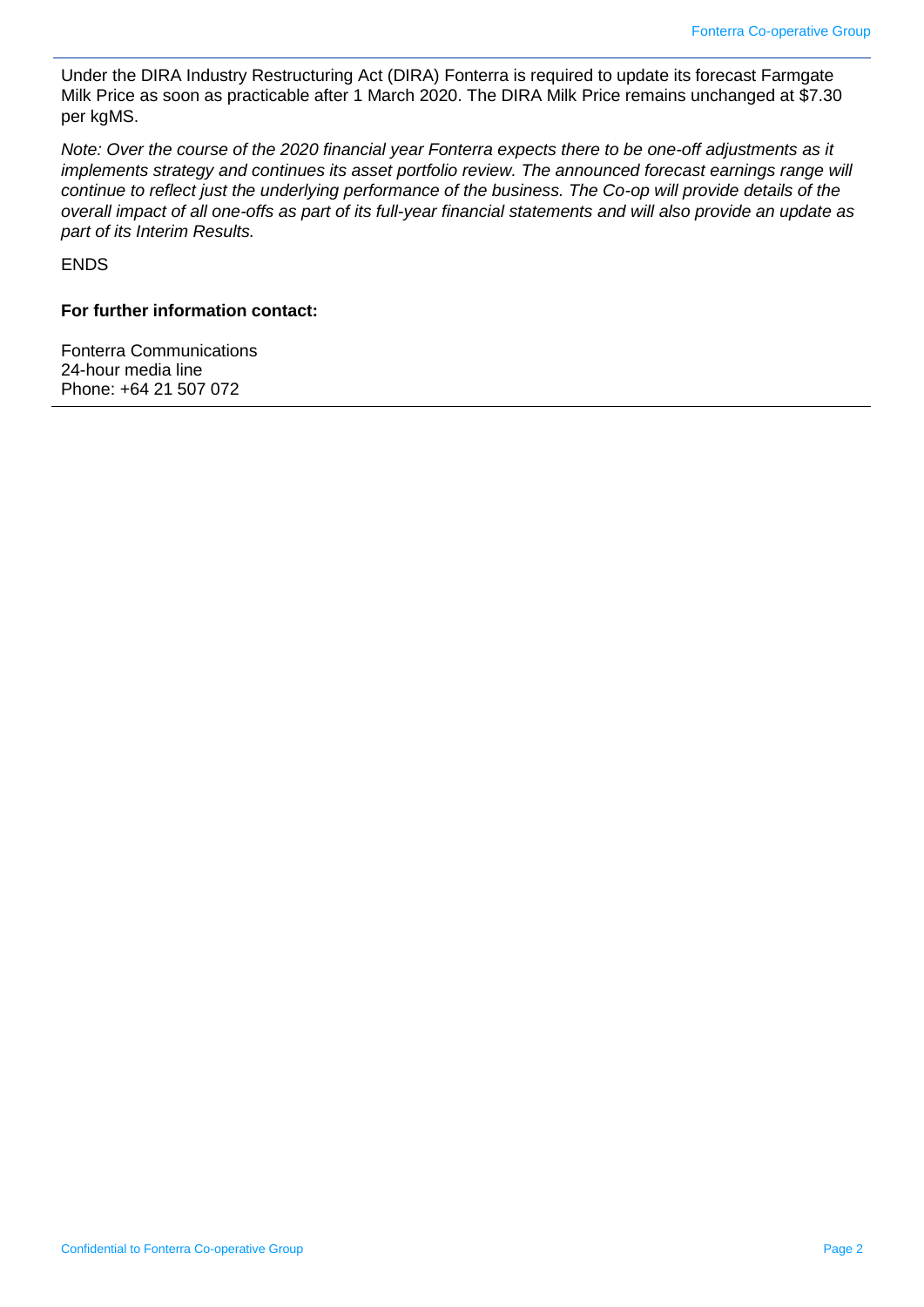Under the DIRA Industry Restructuring Act (DIRA) Fonterra is required to update its forecast Farmgate Milk Price as soon as practicable after 1 March 2020. The DIRA Milk Price remains unchanged at $7.30 per kgMS.

*Note: Over the course of the 2020 financial year Fonterra expects there to be one-off adjustments as it implements strategy and continues its asset portfolio review. The announced forecast earnings range will continue to reflect just the underlying performance of the business. The Co-op will provide details of the overall impact of all one-offs as part of its full-year financial statements and will also provide an update as part of its Interim Results.*

ENDS

**For further information contact:**

Fonterra Communications
24-hour media line
Phone: +64 21 507 072